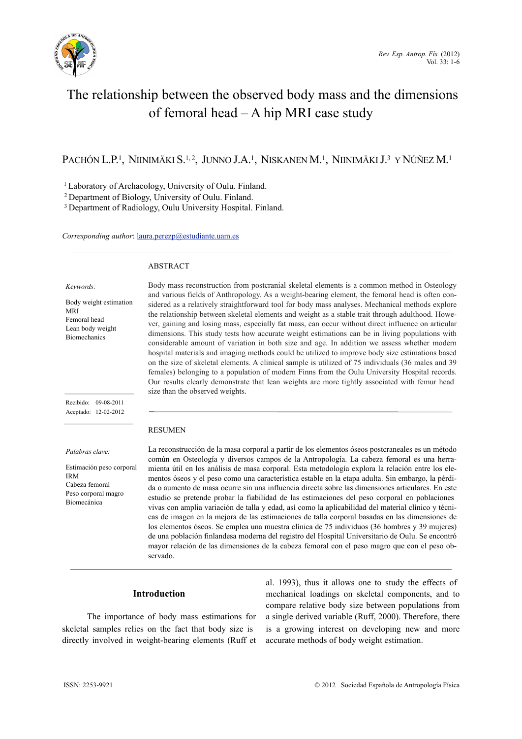# The relationship between the observed body mass and the dimensions of femoral head – A hip MRI case study

Pachón L.P.[1], Niinimäki S.[1,2], Junno J.A.[1], Niskanen M.[1], Niinimäki J.[3] y Núñez M.[1]

[1] Laboratory of Archaeology, University of Oulu. Finland.
[2] Department of Biology, University of Oulu. Finland.
[3] Department of Radiology, Oulu University Hospital. Finland.

*Corresponding author*: laura.perezp@estudiante.uam.es

## ABSTRACT

*Keywords:*

Body weight estimation
MRI
Femoral head
Lean body weight
Biomechanics

Body mass reconstruction from postcranial skeletal elements is a common method in Osteology and various fields of Anthropology. As a weight-bearing element, the femoral head is often considered as a relatively straightforward tool for body mass analyses. Mechanical methods explore the relationship between skeletal elements and weight as a stable trait through adulthood. However, gaining and losing mass, especially fat mass, can occur without direct influence on articular dimensions. This study tests how accurate weight estimations can be in living populations with considerable amount of variation in both size and age. In addition we assess whether modern hospital materials and imaging methods could be utilized to improve body size estimations based on the size of skeletal elements. A clinical sample is utilized of 75 individuals (36 males and 39 females) belonging to a population of modern Finns from the Oulu University Hospital records. Our results clearly demonstrate that lean weights are more tightly associated with femur head size than the observed weights.

Recibido: 09-08-2011
Aceptado: 12-02-2012

## RESUMEN

*Palabras clave:*

Estimación peso corporal
IRM
Cabeza femoral
Peso corporal magro
Biomecánica

La reconstrucción de la masa corporal a partir de los elementos óseos postcraneales es un método común en Osteología y diversos campos de la Antropología. La cabeza femoral es una herramienta útil en los análisis de masa corporal. Esta metodología explora la relación entre los elementos óseos y el peso como una característica estable en la etapa adulta. Sin embargo, la pérdida o aumento de masa ocurre sin una influencia directa sobre las dimensiones articulares. En este estudio se pretende probar la fiabilidad de las estimaciones del peso corporal en poblaciones vivas con amplia variación de talla y edad, así como la aplicabilidad del material clínico y técnicas de imagen en la mejora de las estimaciones de talla corporal basadas en las dimensiones de los elementos óseos. Se emplea una muestra clínica de 75 individuos (36 hombres y 39 mujeres) de una población finlandesa moderna del registro del Hospital Universitario de Oulu. Se encontró mayor relación de las dimensiones de la cabeza femoral con el peso magro que con el peso observado.

## Introduction

The importance of body mass estimations for skeletal samples relies on the fact that body size is directly involved in weight-bearing elements (Ruff et al. 1993), thus it allows one to study the effects of mechanical loadings on skeletal components, and to compare relative body size between populations from a single derived variable (Ruff, 2000). Therefore, there is a growing interest on developing new and more accurate methods of body weight estimation.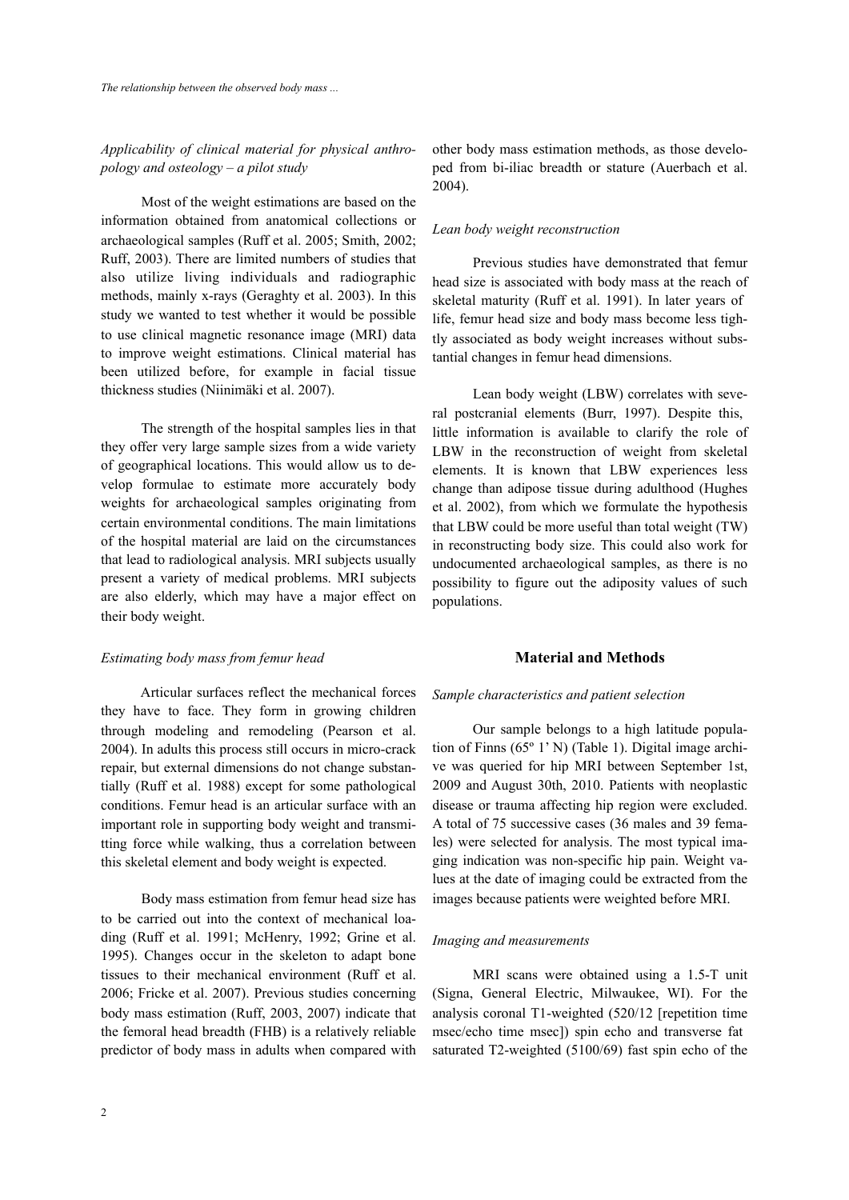### *Applicability of clinical material for physical anthropology and osteology – a pilot study*

Most of the weight estimations are based on the information obtained from anatomical collections or archaeological samples (Ruff et al. 2005; Smith, 2002; Ruff, 2003). There are limited numbers of studies that also utilize living individuals and radiographic methods, mainly x-rays (Geraghty et al. 2003). In this study we wanted to test whether it would be possible to use clinical magnetic resonance image (MRI) data to improve weight estimations. Clinical material has been utilized before, for example in facial tissue thickness studies (Niinimäki et al. 2007).

The strength of the hospital samples lies in that they offer very large sample sizes from a wide variety of geographical locations. This would allow us to develop formulae to estimate more accurately body weights for archaeological samples originating from certain environmental conditions. The main limitations of the hospital material are laid on the circumstances that lead to radiological analysis. MRI subjects usually present a variety of medical problems. MRI subjects are also elderly, which may have a major effect on their body weight.

### *Estimating body mass from femur head*

Articular surfaces reflect the mechanical forces they have to face. They form in growing children through modeling and remodeling (Pearson et al. 2004). In adults this process still occurs in micro-crack repair, but external dimensions do not change substantially (Ruff et al. 1988) except for some pathological conditions. Femur head is an articular surface with an important role in supporting body weight and transmitting force while walking, thus a correlation between this skeletal element and body weight is expected.

Body mass estimation from femur head size has to be carried out into the context of mechanical loading (Ruff et al. 1991; McHenry, 1992; Grine et al. 1995). Changes occur in the skeleton to adapt bone tissues to their mechanical environment (Ruff et al. 2006; Fricke et al. 2007). Previous studies concerning body mass estimation (Ruff, 2003, 2007) indicate that the femoral head breadth (FHB) is a relatively reliable predictor of body mass in adults when compared with other body mass estimation methods, as those developed from bi-iliac breadth or stature (Auerbach et al. 2004).

### *Lean body weight reconstruction*

Previous studies have demonstrated that femur head size is associated with body mass at the reach of skeletal maturity (Ruff et al. 1991). In later years of life, femur head size and body mass become less tightly associated as body weight increases without substantial changes in femur head dimensions.

Lean body weight (LBW) correlates with several postcranial elements (Burr, 1997). Despite this, little information is available to clarify the role of LBW in the reconstruction of weight from skeletal elements. It is known that LBW experiences less change than adipose tissue during adulthood (Hughes et al. 2002), from which we formulate the hypothesis that LBW could be more useful than total weight (TW) in reconstructing body size. This could also work for undocumented archaeological samples, as there is no possibility to figure out the adiposity values of such populations.

## Material and Methods

### *Sample characteristics and patient selection*

Our sample belongs to a high latitude population of Finns (65º 1' N) (Table 1). Digital image archive was queried for hip MRI between September 1st, 2009 and August 30th, 2010. Patients with neoplastic disease or trauma affecting hip region were excluded. A total of 75 successive cases (36 males and 39 females) were selected for analysis. The most typical imaging indication was non-specific hip pain. Weight values at the date of imaging could be extracted from the images because patients were weighted before MRI.

### *Imaging and measurements*

MRI scans were obtained using a 1.5-T unit (Signa, General Electric, Milwaukee, WI). For the analysis coronal T1-weighted (520/12 [repetition time msec/echo time msec]) spin echo and transverse fat saturated T2-weighted (5100/69) fast spin echo of the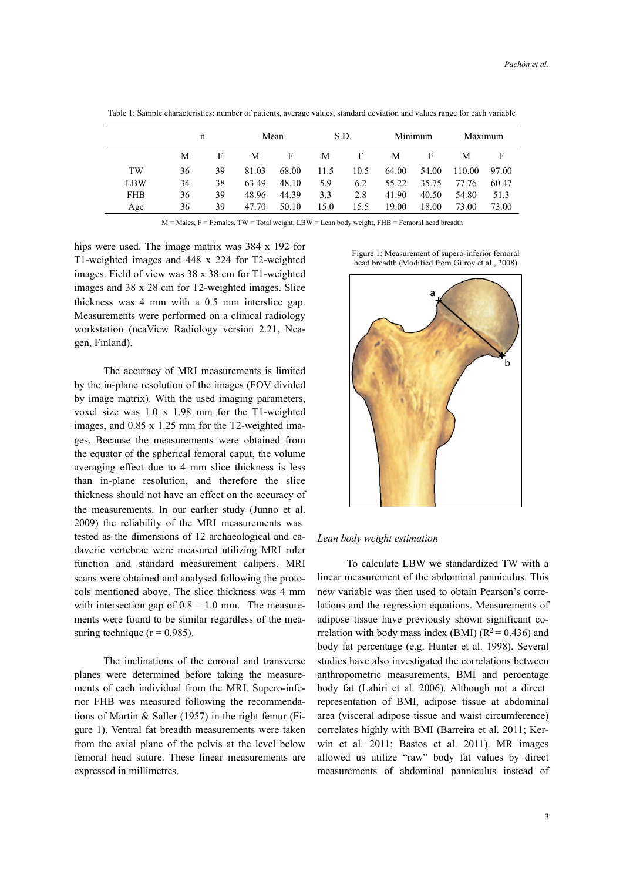Table 1: Sample characteristics: number of patients, average values, standard deviation and values range for each variable

| | n | | Mean | | S.D. | | Minimum | | Maximum | |
|---|---|---|---|---|---|---|---|---|---|---|
| | M | F | M | F | M | F | M | F | M | F |
| TW | 36 | 39 | 81.03 | 68.00 | 11.5 | 10.5 | 64.00 | 54.00 | 110.00 | 97.00 |
| LBW | 34 | 38 | 63.49 | 48.10 | 5.9 | 6.2 | 55.22 | 35.75 | 77.76 | 60.47 |
| FHB | 36 | 39 | 48.96 | 44.39 | 3.3 | 2.8 | 41.90 | 40.50 | 54.80 | 51.3 |
| Age | 36 | 39 | 47.70 | 50.10 | 15.0 | 15.5 | 19.00 | 18.00 | 73.00 | 73.00 |

M = Males, F = Females, TW = Total weight, LBW = Lean body weight, FHB = Femoral head breadth

hips were used. The image matrix was 384 x 192 for T1-weighted images and 448 x 224 for T2-weighted images. Field of view was 38 x 38 cm for T1-weighted images and 38 x 28 cm for T2-weighted images. Slice thickness was 4 mm with a 0.5 mm interslice gap. Measurements were performed on a clinical radiology workstation (neaView Radiology version 2.21, Neagen, Finland).

The accuracy of MRI measurements is limited by the in-plane resolution of the images (FOV divided by image matrix). With the used imaging parameters, voxel size was 1.0 x 1.98 mm for the T1-weighted images, and 0.85 x 1.25 mm for the T2-weighted images. Because the measurements were obtained from the equator of the spherical femoral caput, the volume averaging effect due to 4 mm slice thickness is less than in-plane resolution, and therefore the slice thickness should not have an effect on the accuracy of the measurements. In our earlier study (Junno et al. 2009) the reliability of the MRI measurements was tested as the dimensions of 12 archaeological and cadaveric vertebrae were measured utilizing MRI ruler function and standard measurement calipers. MRI scans were obtained and analysed following the protocols mentioned above. The slice thickness was 4 mm with intersection gap of 0.8 – 1.0 mm. The measurements were found to be similar regardless of the measuring technique ($r = 0.985$).

The inclinations of the coronal and transverse planes were determined before taking the measurements of each individual from the MRI. Supero-inferior FHB was measured following the recommendations of Martin & Saller (1957) in the right femur (Figure 1). Ventral fat breadth measurements were taken from the axial plane of the pelvis at the level below femoral head suture. These linear measurements are expressed in millimetres.

Figure 1: Measurement of supero-inferior femoral head breadth (Modified from Gilroy et al., 2008)

*Lean body weight estimation*

To calculate LBW we standardized TW with a linear measurement of the abdominal panniculus. This new variable was then used to obtain Pearson's correlations and the regression equations. Measurements of adipose tissue have previously shown significant correlation with body mass index (BMI) ($R^2 = 0.436$) and body fat percentage (e.g. Hunter et al. 1998). Several studies have also investigated the correlations between anthropometric measurements, BMI and percentage body fat (Lahiri et al. 2006). Although not a direct representation of BMI, adipose tissue at abdominal area (visceral adipose tissue and waist circumference) correlates highly with BMI (Barreira et al. 2011; Kerwin et al. 2011; Bastos et al. 2011). MR images allowed us utilize "raw" body fat values by direct measurements of abdominal panniculus instead of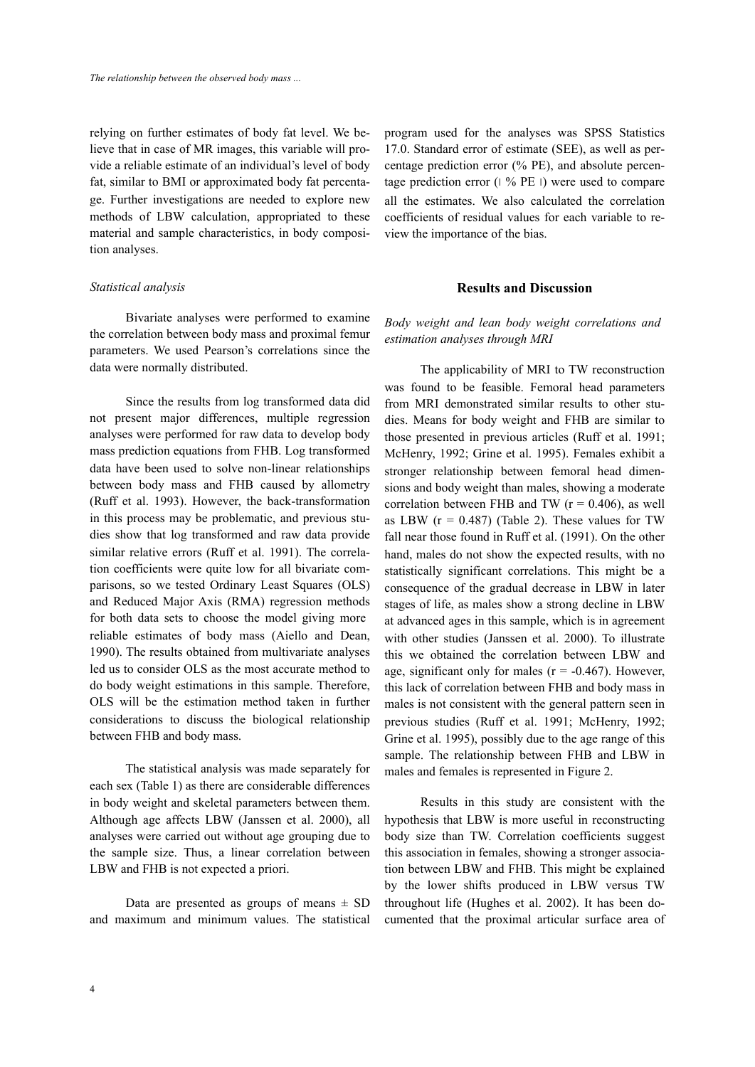relying on further estimates of body fat level. We believe that in case of MR images, this variable will provide a reliable estimate of an individual's level of body fat, similar to BMI or approximated body fat percentage. Further investigations are needed to explore new methods of LBW calculation, appropriated to these material and sample characteristics, in body composition analyses.

*Statistical analysis*

Bivariate analyses were performed to examine the correlation between body mass and proximal femur parameters. We used Pearson's correlations since the data were normally distributed.

Since the results from log transformed data did not present major differences, multiple regression analyses were performed for raw data to develop body mass prediction equations from FHB. Log transformed data have been used to solve non-linear relationships between body mass and FHB caused by allometry (Ruff et al. 1993). However, the back-transformation in this process may be problematic, and previous studies show that log transformed and raw data provide similar relative errors (Ruff et al. 1991). The correlation coefficients were quite low for all bivariate comparisons, so we tested Ordinary Least Squares (OLS) and Reduced Major Axis (RMA) regression methods for both data sets to choose the model giving more reliable estimates of body mass (Aiello and Dean, 1990). The results obtained from multivariate analyses led us to consider OLS as the most accurate method to do body weight estimations in this sample. Therefore, OLS will be the estimation method taken in further considerations to discuss the biological relationship between FHB and body mass.

The statistical analysis was made separately for each sex (Table 1) as there are considerable differences in body weight and skeletal parameters between them. Although age affects LBW (Janssen et al. 2000), all analyses were carried out without age grouping due to the sample size. Thus, a linear correlation between LBW and FHB is not expected a priori.

Data are presented as groups of means ± SD and maximum and minimum values. The statistical program used for the analyses was SPSS Statistics 17.0. Standard error of estimate (SEE), as well as percentage prediction error (% PE), and absolute percentage prediction error (| % PE |) were used to compare all the estimates. We also calculated the correlation coefficients of residual values for each variable to review the importance of the bias.

## Results and Discussion

*Body weight and lean body weight correlations and estimation analyses through MRI*

The applicability of MRI to TW reconstruction was found to be feasible. Femoral head parameters from MRI demonstrated similar results to other studies. Means for body weight and FHB are similar to those presented in previous articles (Ruff et al. 1991; McHenry, 1992; Grine et al. 1995). Females exhibit a stronger relationship between femoral head dimensions and body weight than males, showing a moderate correlation between FHB and TW ($r = 0.406$), as well as LBW ($r = 0.487$) (Table 2). These values for TW fall near those found in Ruff et al. (1991). On the other hand, males do not show the expected results, with no statistically significant correlations. This might be a consequence of the gradual decrease in LBW in later stages of life, as males show a strong decline in LBW at advanced ages in this sample, which is in agreement with other studies (Janssen et al. 2000). To illustrate this we obtained the correlation between LBW and age, significant only for males ($r = -0.467$). However, this lack of correlation between FHB and body mass in males is not consistent with the general pattern seen in previous studies (Ruff et al. 1991; McHenry, 1992; Grine et al. 1995), possibly due to the age range of this sample. The relationship between FHB and LBW in males and females is represented in Figure 2.

Results in this study are consistent with the hypothesis that LBW is more useful in reconstructing body size than TW. Correlation coefficients suggest this association in females, showing a stronger association between LBW and FHB. This might be explained by the lower shifts produced in LBW versus TW throughout life (Hughes et al. 2002). It has been documented that the proximal articular surface area of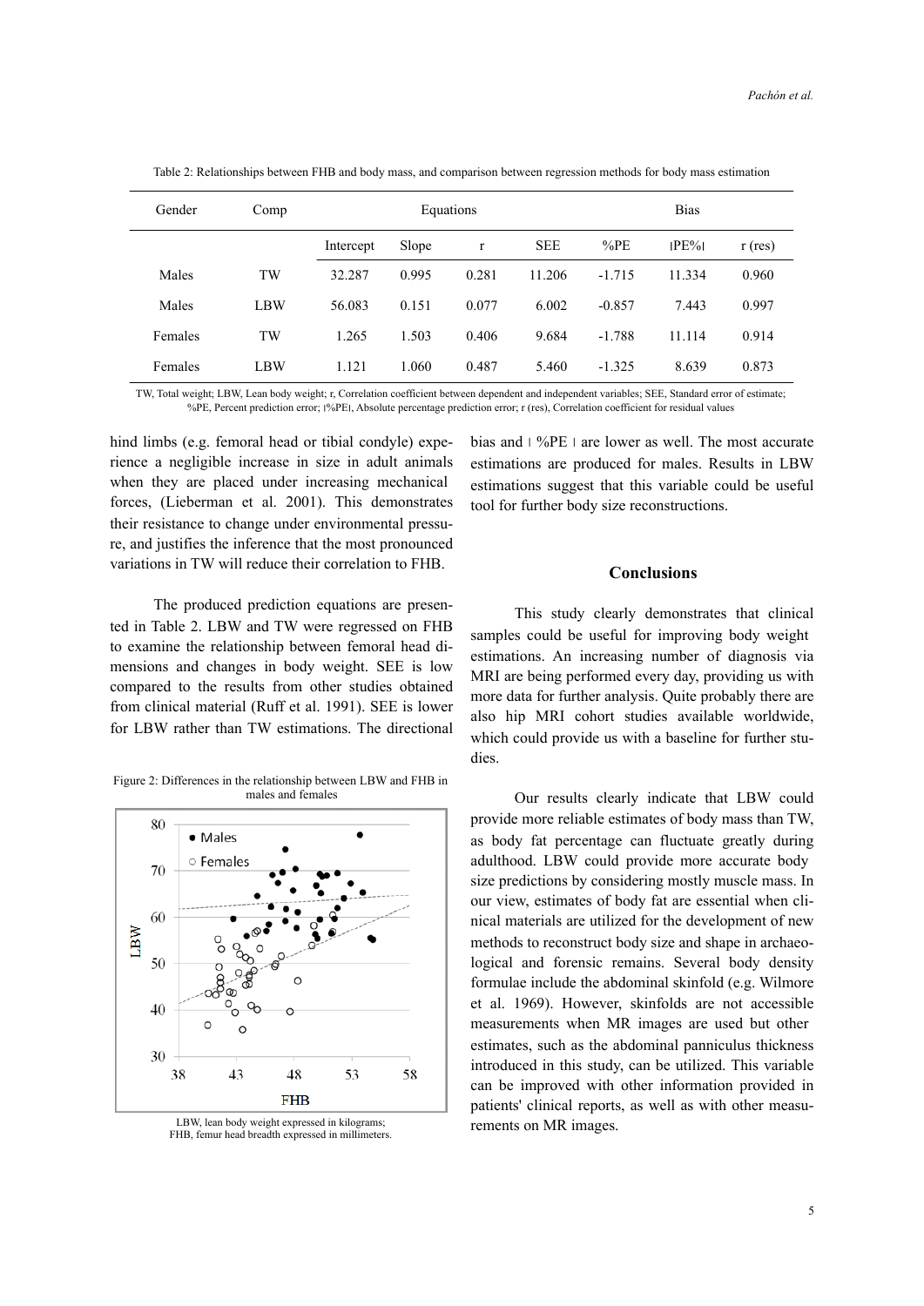Table 2: Relationships between FHB and body mass, and comparison between regression methods for body mass estimation

| Gender | Comp | Equations | | | | Bias | | |
|---|---|---|---|---|---|---|---|---|
| | | Intercept | Slope | r | SEE | %PE | \|PE%\| | r (res) |
| Males | TW | 32.287 | 0.995 | 0.281 | 11.206 | -1.715 | 11.334 | 0.960 |
| Males | LBW | 56.083 | 0.151 | 0.077 | 6.002 | -0.857 | 7.443 | 0.997 |
| Females | TW | 1.265 | 1.503 | 0.406 | 9.684 | -1.788 | 11.114 | 0.914 |
| Females | LBW | 1.121 | 1.060 | 0.487 | 5.460 | -1.325 | 8.639 | 0.873 |

TW, Total weight; LBW, Lean body weight; r, Correlation coefficient between dependent and independent variables; SEE, Standard error of estimate; %PE, Percent prediction error; |%PE|, Absolute percentage prediction error; r (res), Correlation coefficient for residual values

hind limbs (e.g. femoral head or tibial condyle) experience a negligible increase in size in adult animals when they are placed under increasing mechanical forces, (Lieberman et al. 2001). This demonstrates their resistance to change under environmental pressure, and justifies the inference that the most pronounced variations in TW will reduce their correlation to FHB.

The produced prediction equations are presented in Table 2. LBW and TW were regressed on FHB to examine the relationship between femoral head dimensions and changes in body weight. SEE is low compared to the results from other studies obtained from clinical material (Ruff et al. 1991). SEE is lower for LBW rather than TW estimations. The directional bias and | %PE | are lower as well. The most accurate estimations are produced for males. Results in LBW estimations suggest that this variable could be useful tool for further body size reconstructions.

Figure 2: Differences in the relationship between LBW and FHB in males and females

LBW, lean body weight expressed in kilograms; FHB, femur head breadth expressed in millimeters.

## Conclusions

This study clearly demonstrates that clinical samples could be useful for improving body weight estimations. An increasing number of diagnosis via MRI are being performed every day, providing us with more data for further analysis. Quite probably there are also hip MRI cohort studies available worldwide, which could provide us with a baseline for further studies.

Our results clearly indicate that LBW could provide more reliable estimates of body mass than TW, as body fat percentage can fluctuate greatly during adulthood. LBW could provide more accurate body size predictions by considering mostly muscle mass. In our view, estimates of body fat are essential when clinical materials are utilized for the development of new methods to reconstruct body size and shape in archaeological and forensic remains. Several body density formulae include the abdominal skinfold (e.g. Wilmore et al. 1969). However, skinfolds are not accessible measurements when MR images are used but other estimates, such as the abdominal panniculus thickness introduced in this study, can be utilized. This variable can be improved with other information provided in patients' clinical reports, as well as with other measurements on MR images.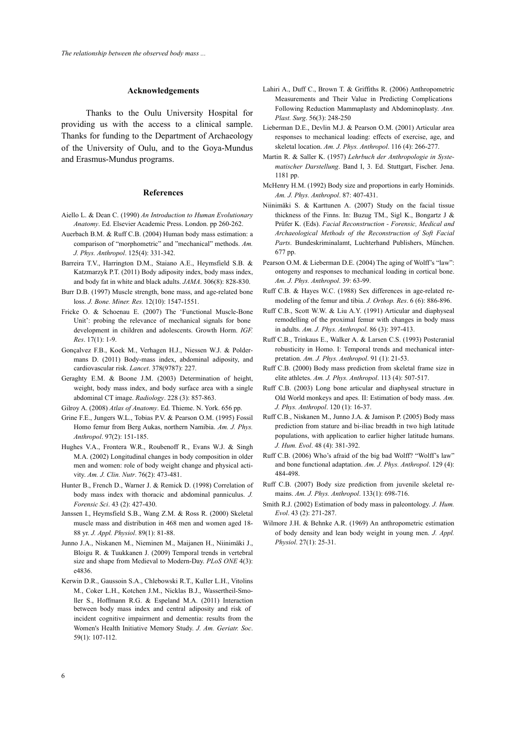## Acknowledgements

Thanks to the Oulu University Hospital for providing us with the access to a clinical sample. Thanks for funding to the Department of Archaeology of the University of Oulu, and to the Goya-Mundus and Erasmus-Mundus programs.

## References

Aiello L. & Dean C. (1990) *An Introduction to Human Evolutionary Anatomy*. Ed. Elsevier Academic Press. London. pp 260-262.

Auerbach B.M. & Ruff C.B. (2004) Human body mass estimation: a comparison of "morphometric" and "mechanical" methods. *Am. J. Phys. Anthropol*. 125(4): 331-342.

Barreira T.V., Harrington D.M., Staiano A.E., Heymsfield S.B. & Katzmarzyk P.T. (2011) Body adiposity index, body mass index, and body fat in white and black adults. *JAMA*. 306(8): 828-830.

Burr D.B. (1997) Muscle strength, bone mass, and age-related bone loss. *J. Bone. Miner. Res.* 12(10): 1547-1551.

Fricke O. & Schoenau E. (2007) The 'Functional Muscle-Bone Unit': probing the relevance of mechanical signals for bone development in children and adolescents. Growth Horm. *IGF. Res*. 17(1): 1-9.

Gonçalvez F.B., Koek M., Verhagen H.J., Niessen W.J. & Poldermans D. (2011) Body-mass index, abdominal adiposity, and cardiovascular risk. *Lancet*. 378(9787): 227.

Geraghty E.M. & Boone J.M. (2003) Determination of height, weight, body mass index, and body surface area with a single abdominal CT image. *Radiology*. 228 (3): 857-863.

Gilroy A. (2008) *Atlas of Anatomy*. Ed. Thieme. N. York. 656 pp.

Grine F.E., Jungers W.L., Tobias P.V. & Pearson O.M. (1995) Fossil Homo femur from Berg Aukas, northern Namibia. *Am. J. Phys. Anthropol*. 97(2): 151-185.

Hughes V.A., Frontera W.R., Roubenoff R., Evans W.J. & Singh M.A. (2002) Longitudinal changes in body composition in older men and women: role of body weight change and physical activity. *Am. J. Clin. Nutr*. 76(2): 473-481.

Hunter B., French D., Warner J. & Remick D. (1998) Correlation of body mass index with thoracic and abdominal panniculus. *J. Forensic Sci*. 43 (2): 427-430.

Janssen I., Heymsfield S.B., Wang Z.M. & Ross R. (2000) Skeletal muscle mass and distribution in 468 men and women aged 18-88 yr. *J. Appl. Physiol*. 89(1): 81-88.

Junno J.A., Niskanen M., Nieminen M., Maijanen H., Niinimäki J., Bloigu R. & Tuukkanen J. (2009) Temporal trends in vertebral size and shape from Medieval to Modern-Day. *PLoS ONE* 4(3): e4836.

Kerwin D.R., Gaussoin S.A., Chlebowski R.T., Kuller L.H., Vitolins M., Coker L.H., Kotchen J.M., Nicklas B.J., Wassertheil-Smoller S., Hoffmann R.G. & Espeland M.A. (2011) Interaction between body mass index and central adiposity and risk of incident cognitive impairment and dementia: results from the Women's Health Initiative Memory Study. *J. Am. Geriatr. Soc*. 59(1): 107-112.

Lahiri A., Duff C., Brown T. & Griffiths R. (2006) Anthropometric Measurements and Their Value in Predicting Complications Following Reduction Mammaplasty and Abdominoplasty. *Ann. Plast. Surg*. 56(3): 248-250

Lieberman D.E., Devlin M.J. & Pearson O.M. (2001) Articular area responses to mechanical loading: effects of exercise, age, and skeletal location. *Am. J. Phys. Anthropol*. 116 (4): 266-277.

Martin R. & Saller K. (1957) *Lehrbuch der Anthropologie in Systematischer Darstellung*. Band I, 3. Ed. Stuttgart, Fischer. Jena. 1181 pp.

McHenry H.M. (1992) Body size and proportions in early Hominids. *Am. J. Phys. Anthropol*. 87: 407-431.

Niinimäki S. & Karttunen A. (2007) Study on the facial tissue thickness of the Finns. In: Buzug TM., Sigl K., Bongartz J & Prüfer K. (Eds). *Facial Reconstruction - Forensic, Medical and Archaeological Methods of the Reconstruction of Soft Facial Parts*. Bundeskriminalamt, Luchterhand Publishers, München. 677 pp.

Pearson O.M. & Lieberman D.E. (2004) The aging of Wolff's "law": ontogeny and responses to mechanical loading in cortical bone. *Am. J. Phys. Anthropol*. 39: 63-99.

Ruff C.B. & Hayes W.C. (1988) Sex differences in age-related remodeling of the femur and tibia. *J. Orthop. Res*. 6 (6): 886-896.

Ruff C.B., Scott W.W. & Liu A.Y. (1991) Articular and diaphyseal remodelling of the proximal femur with changes in body mass in adults. *Am. J. Phys. Anthropol*. 86 (3): 397-413.

Ruff C.B., Trinkaus E., Walker A. & Larsen C.S. (1993) Postcranial robusticity in Homo. I: Temporal trends and mechanical interpretation. *Am. J. Phys. Anthropol*. 91 (1): 21-53.

Ruff C.B. (2000) Body mass prediction from skeletal frame size in elite athletes. *Am. J. Phys. Anthropol*. 113 (4): 507-517.

Ruff C.B. (2003) Long bone articular and diaphyseal structure in Old World monkeys and apes. II: Estimation of body mass. *Am. J. Phys. Anthropol*. 120 (1): 16-37.

Ruff C.B., Niskanen M., Junno J.A. & Jamison P. (2005) Body mass prediction from stature and bi-iliac breadth in two high latitude populations, with application to earlier higher latitude humans. *J. Hum. Evol*. 48 (4): 381-392.

Ruff C.B. (2006) Who's afraid of the big bad Wolff? "Wolff's law" and bone functional adaptation. *Am. J. Phys. Anthropol*. 129 (4): 484-498.

Ruff C.B. (2007) Body size prediction from juvenile skeletal remains. *Am. J. Phys. Anthropol*. 133(1): 698-716.

Smith R.J. (2002) Estimation of body mass in paleontology. *J. Hum. Evol*. 43 (2): 271-287.

Wilmore J.H. & Behnke A.R. (1969) An anthropometric estimation of body density and lean body weight in young men. *J. Appl. Physiol*. 27(1): 25-31.